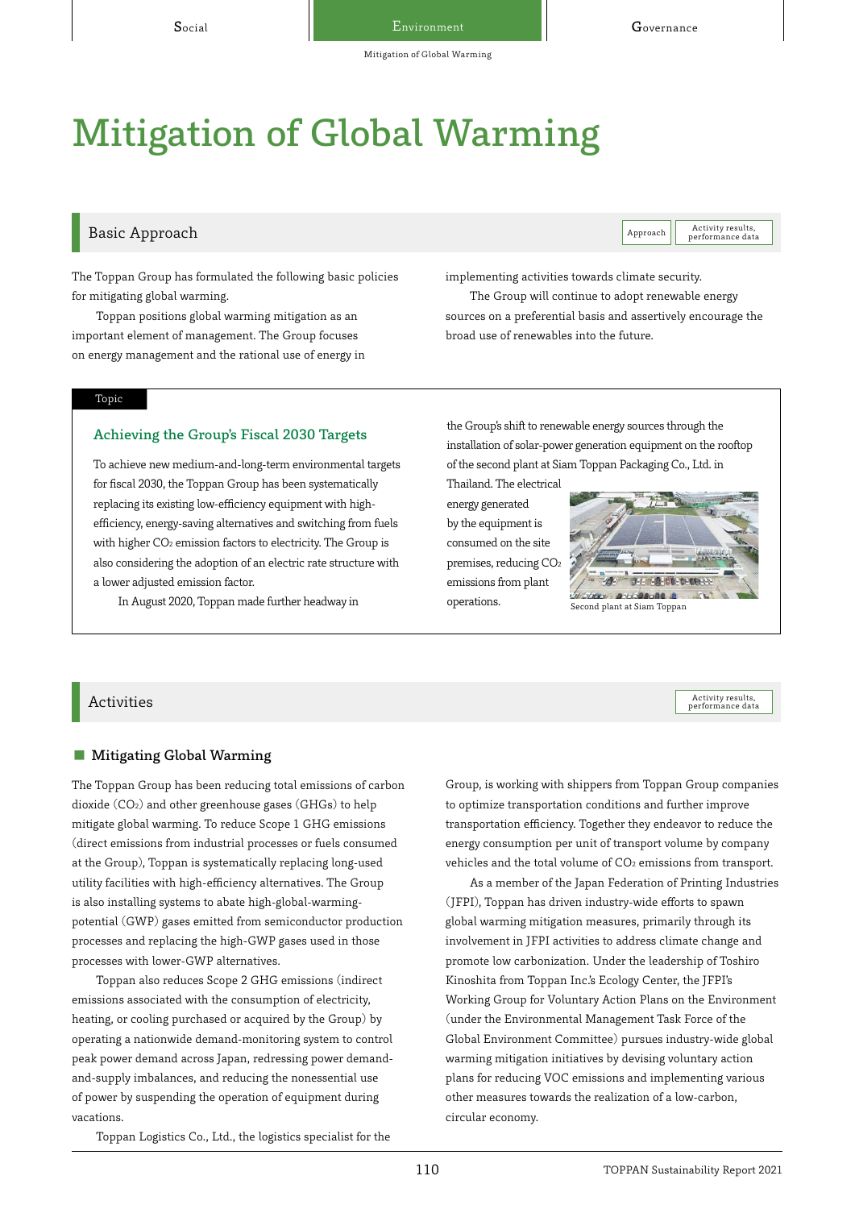# Mitigation of Global Warming

## Basic Approach

The Toppan Group has formulated the following basic policies for mitigating global warming.

Toppan positions global warming mitigation as an important element of management. The Group focuses on energy management and the rational use of energy in implementing activities towards climate security.

The Group will continue to adopt renewable energy sources on a preferential basis and assertively encourage the broad use of renewables into the future.

Topic

### Achieving the Group's Fiscal 2030 Targets

To achieve new medium-and-long-term environmental targets for fiscal 2030, the Toppan Group has been systematically replacing its existing low-efficiency equipment with high-efficiency, energy-saving alternatives and switching from fuels with higher $CO_2$ emission factors to electricity. The Group is also considering the adoption of an electric rate structure with a lower adjusted emission factor.

In August 2020, Toppan made further headway in the Group's shift to renewable energy sources through the installation of solar-power generation equipment on the rooftop of the second plant at Siam Toppan Packaging Co., Ltd. in Thailand. The electrical energy generated by the equipment is consumed on the site premises, reducing $CO_2$ emissions from plant operations.

Second plant at Siam Toppan

## Activities

### Mitigating Global Warming

The Toppan Group has been reducing total emissions of carbon dioxide ($CO_2$) and other greenhouse gases (GHGs) to help mitigate global warming. To reduce Scope 1 GHG emissions (direct emissions from industrial processes or fuels consumed at the Group), Toppan is systematically replacing long-used utility facilities with high-efficiency alternatives. The Group is also installing systems to abate high-global-warming-potential (GWP) gases emitted from semiconductor production processes and replacing the high-GWP gases used in those processes with lower-GWP alternatives.

Toppan also reduces Scope 2 GHG emissions (indirect emissions associated with the consumption of electricity, heating, or cooling purchased or acquired by the Group) by operating a nationwide demand-monitoring system to control peak power demand across Japan, redressing power demand-and-supply imbalances, and reducing the nonessential use of power by suspending the operation of equipment during vacations.

Toppan Logistics Co., Ltd., the logistics specialist for the Group, is working with shippers from Toppan Group companies to optimize transportation conditions and further improve transportation efficiency. Together they endeavor to reduce the energy consumption per unit of transport volume by company vehicles and the total volume of $CO_2$ emissions from transport.

As a member of the Japan Federation of Printing Industries (JFPI), Toppan has driven industry-wide efforts to spawn global warming mitigation measures, primarily through its involvement in JFPI activities to address climate change and promote low carbonization. Under the leadership of Toshiro Kinoshita from Toppan Inc.'s Ecology Center, the JFPI's Working Group for Voluntary Action Plans on the Environment (under the Environmental Management Task Force of the Global Environment Committee) pursues industry-wide global warming mitigation initiatives by devising voluntary action plans for reducing VOC emissions and implementing various other measures towards the realization of a low-carbon, circular economy.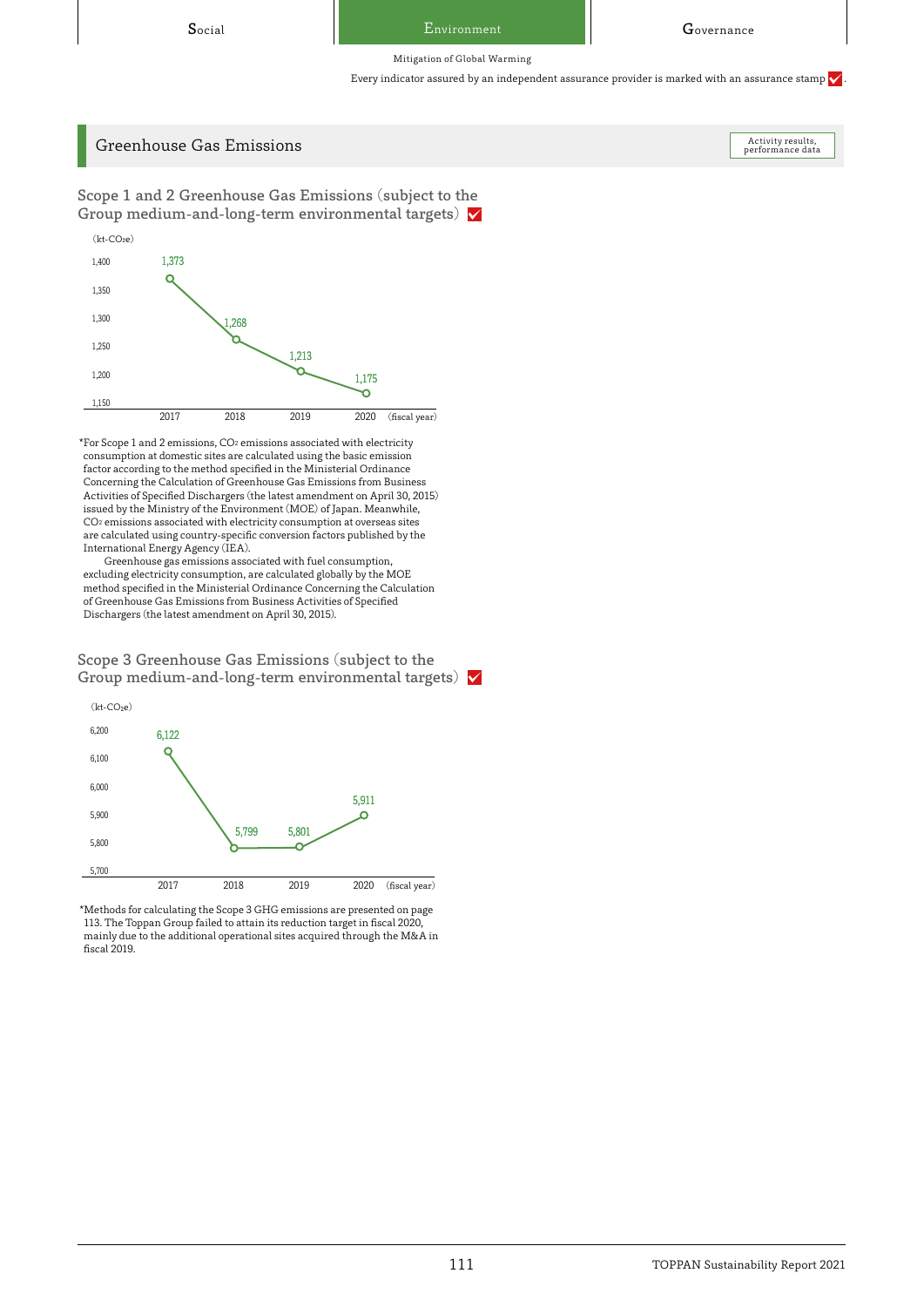Mitigation of Global Warming

Every indicator assured by an independent assurance provider is marked with an assurance stamp ✓.

## Greenhouse Gas Emissions

Activity results, performance data

### Scope 1 and 2 Greenhouse Gas Emissions (subject to the Group medium-and-long-term environmental targets) ✓

(kt-$CO_2e$)

| Fiscal year | 2017 | 2018 | 2019 | 2020 |
|---|---|---|---|---|
| kt-$CO_2e$ | 1,373 | 1,268 | 1,213 | 1,175 |

*For Scope 1 and 2 emissions, $CO_2$ emissions associated with electricity consumption at domestic sites are calculated using the basic emission factor according to the method specified in the Ministerial Ordinance Concerning the Calculation of Greenhouse Gas Emissions from Business Activities of Specified Dischargers (the latest amendment on April 30, 2015) issued by the Ministry of the Environment (MOE) of Japan. Meanwhile, $CO_2$ emissions associated with electricity consumption at overseas sites are calculated using country-specific conversion factors published by the International Energy Agency (IEA).

Greenhouse gas emissions associated with fuel consumption, excluding electricity consumption, are calculated globally by the MOE method specified in the Ministerial Ordinance Concerning the Calculation of Greenhouse Gas Emissions from Business Activities of Specified Dischargers (the latest amendment on April 30, 2015).

### Scope 3 Greenhouse Gas Emissions (subject to the Group medium-and-long-term environmental targets) ✓

(kt-$CO_2e$)

| Fiscal year | 2017 | 2018 | 2019 | 2020 |
|---|---|---|---|---|
| kt-$CO_2e$ | 6,122 | 5,799 | 5,801 | 5,911 |

*Methods for calculating the Scope 3 GHG emissions are presented on page 113. The Toppan Group failed to attain its reduction target in fiscal 2020, mainly due to the additional operational sites acquired through the M&A in fiscal 2019.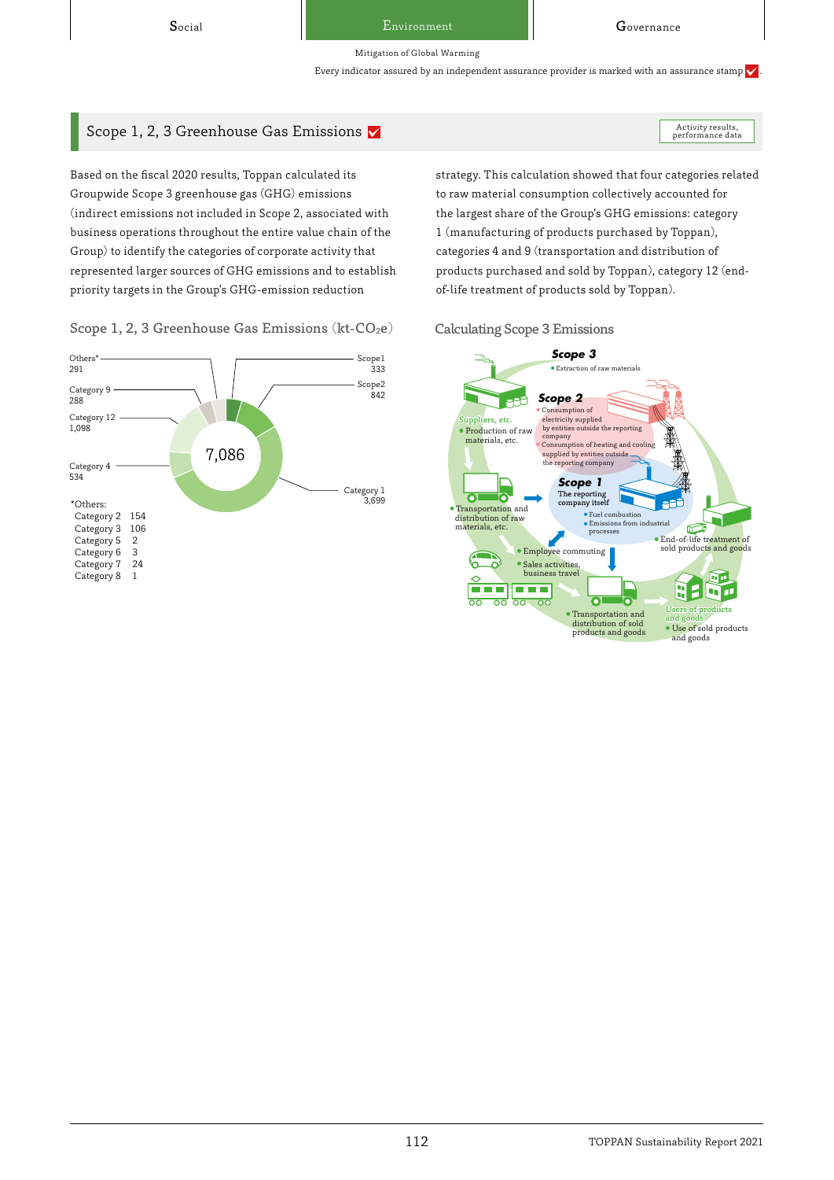Social | Environment | Governance

Mitigation of Global Warming

Every indicator assured by an independent assurance provider is marked with an assurance stamp.

## Scope 1, 2, 3 Greenhouse Gas Emissions

Activity results, performance data

Based on the fiscal 2020 results, Toppan calculated its Groupwide Scope 3 greenhouse gas (GHG) emissions (indirect emissions not included in Scope 2, associated with business operations throughout the entire value chain of the Group) to identify the categories of corporate activity that represented larger sources of GHG emissions and to establish priority targets in the Group's GHG-emission reduction strategy. This calculation showed that four categories related to raw material consumption collectively accounted for the largest share of the Group's GHG emissions: category 1 (manufacturing of products purchased by Toppan), categories 4 and 9 (transportation and distribution of products purchased and sold by Toppan), category 12 (end-of-life treatment of products sold by Toppan).

### Scope 1, 2, 3 Greenhouse Gas Emissions (kt-$CO_2$e)

Total: 7,086

| Item | kt-$CO_2$e |
|---|---|
| Scope1 | 333 |
| Scope2 | 842 |
| Category 1 | 3,699 |
| Category 4 | 534 |
| Category 12 | 1,098 |
| Category 9 | 288 |
| Others* | 291 |

*Others:

| Category | kt-$CO_2$e |
|---|---|
| Category 2 | 154 |
| Category 3 | 106 |
| Category 5 | 2 |
| Category 6 | 3 |
| Category 7 | 24 |
| Category 8 | 1 |

### Calculating Scope 3 Emissions

**Scope 3**
- Extraction of raw materials

Suppliers, etc.
- Production of raw materials, etc.

**Scope 2**
- Consumption of electricity supplied by entities outside the reporting company
- Consumption of heating and cooling supplied by entities outside the reporting company

**Scope 1**
The reporting company itself
- Fuel combustion
- Emissions from industrial processes

- Transportation and distribution of raw materials, etc.
- Employee commuting
- Sales activities, business travel
- Transportation and distribution of sold products and goods
- End-of-life treatment of sold products and goods

Users of products and goods
- Use of sold products and goods

TOPPAN Sustainability Report 2021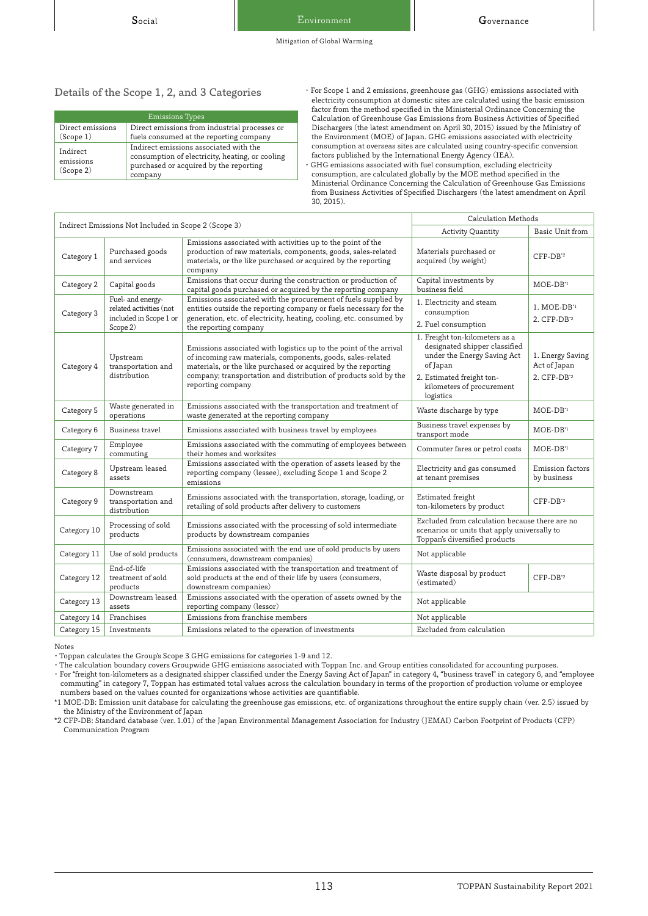## Details of the Scope 1, 2, and 3 Categories

| Emissions Types | |
|---|---|
| Direct emissions (Scope 1) | Direct emissions from industrial processes or fuels consumed at the reporting company |
| Indirect emissions (Scope 2) | Indirect emissions associated with the consumption of electricity, heating, or cooling purchased or acquired by the reporting company |

- For Scope 1 and 2 emissions, greenhouse gas (GHG) emissions associated with electricity consumption at domestic sites are calculated using the basic emission factor from the method specified in the Ministerial Ordinance Concerning the Calculation of Greenhouse Gas Emissions from Business Activities of Specified Dischargers (the latest amendment on April 30, 2015) issued by the Ministry of the Environment (MOE) of Japan. GHG emissions associated with electricity consumption at overseas sites are calculated using country-specific conversion factors published by the International Energy Agency (IEA).
- GHG emissions associated with fuel consumption, excluding electricity consumption, are calculated globally by the MOE method specified in the Ministerial Ordinance Concerning the Calculation of Greenhouse Gas Emissions from Business Activities of Specified Dischargers (the latest amendment on April 30, 2015).

| Indirect Emissions Not Included in Scope 2 (Scope 3) | | | Calculation Methods | |
|---|---|---|---|---|
| | | | Activity Quantity | Basic Unit from |
| Category 1 | Purchased goods and services | Emissions associated with activities up to the point of the production of raw materials, components, goods, sales-related materials, or the like purchased or acquired by the reporting company | Materials purchased or acquired (by weight) | CFP-DB*2 |
| Category 2 | Capital goods | Emissions that occur during the construction or production of capital goods purchased or acquired by the reporting company | Capital investments by business field | MOE-DB*1 |
| Category 3 | Fuel- and energy-related activities (not included in Scope 1 or Scope 2) | Emissions associated with the procurement of fuels supplied by entities outside the reporting company or fuels necessary for the generation, etc. of electricity, heating, cooling, etc. consumed by the reporting company | 1. Electricity and steam consumption<br>2. Fuel consumption | 1. MOE-DB*1<br>2. CFP-DB*2 |
| Category 4 | Upstream transportation and distribution | Emissions associated with logistics up to the point of the arrival of incoming raw materials, components, goods, sales-related materials, or the like purchased or acquired by the reporting company; transportation and distribution of products sold by the reporting company | 1. Freight ton-kilometers as a designated shipper classified under the Energy Saving Act of Japan<br>2. Estimated freight ton-kilometers of procurement logistics | 1. Energy Saving Act of Japan<br>2. CFP-DB*2 |
| Category 5 | Waste generated in operations | Emissions associated with the transportation and treatment of waste generated at the reporting company | Waste discharge by type | MOE-DB*1 |
| Category 6 | Business travel | Emissions associated with business travel by employees | Business travel expenses by transport mode | MOE-DB*1 |
| Category 7 | Employee commuting | Emissions associated with the commuting of employees between their homes and worksites | Commuter fares or petrol costs | MOE-DB*1 |
| Category 8 | Upstream leased assets | Emissions associated with the operation of assets leased by the reporting company (lessee), excluding Scope 1 and Scope 2 emissions | Electricity and gas consumed at tenant premises | Emission factors by business |
| Category 9 | Downstream transportation and distribution | Emissions associated with the transportation, storage, loading, or retailing of sold products after delivery to customers | Estimated freight ton-kilometers by product | CFP-DB*2 |
| Category 10 | Processing of sold products | Emissions associated with the processing of sold intermediate products by downstream companies | Excluded from calculation because there are no scenarios or units that apply universally to Toppan's diversified products | |
| Category 11 | Use of sold products | Emissions associated with the end use of sold products by users (consumers, downstream companies) | Not applicable | |
| Category 12 | End-of-life treatment of sold products | Emissions associated with the transportation and treatment of sold products at the end of their life by users (consumers, downstream companies) | Waste disposal by product (estimated) | CFP-DB*2 |
| Category 13 | Downstream leased assets | Emissions associated with the operation of assets owned by the reporting company (lessor) | Not applicable | |
| Category 14 | Franchises | Emissions from franchise members | Not applicable | |
| Category 15 | Investments | Emissions related to the operation of investments | Excluded from calculation | |

Notes

- Toppan calculates the Group's Scope 3 GHG emissions for categories 1-9 and 12.
- The calculation boundary covers Groupwide GHG emissions associated with Toppan Inc. and Group entities consolidated for accounting purposes.
- For "freight ton-kilometers as a designated shipper classified under the Energy Saving Act of Japan" in category 4, "business travel" in category 6, and "employee commuting" in category 7, Toppan has estimated total values across the calculation boundary in terms of the proportion of production volume or employee numbers based on the values counted for organizations whose activities are quantifiable.

*1 MOE-DB: Emission unit database for calculating the greenhouse gas emissions, etc. of organizations throughout the entire supply chain (ver. 2.5) issued by the Ministry of the Environment of Japan

*2 CFP-DB: Standard database (ver. 1.01) of the Japan Environmental Management Association for Industry (JEMAI) Carbon Footprint of Products (CFP) Communication Program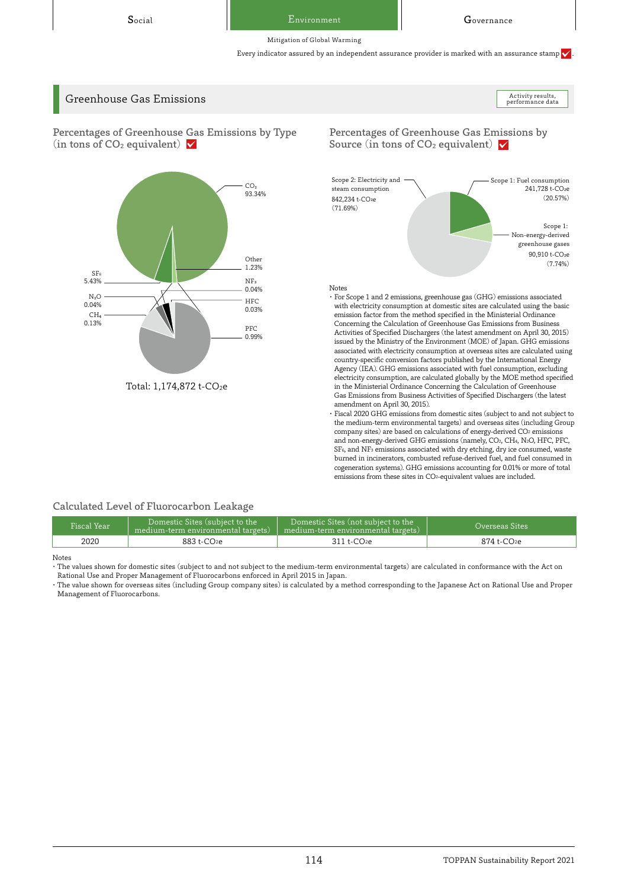Social | Environment | Governance

Mitigation of Global Warming

Every indicator assured by an independent assurance provider is marked with an assurance stamp ✓.

## Greenhouse Gas Emissions

Activity results, performance data

### Percentages of Greenhouse Gas Emissions by Type (in tons of $CO_2$ equivalent) ✓

- $CO_2$: 93.34%
- Other: 1.23%
- $NF_3$: 0.04%
- HFC: 0.03%
- PFC: 0.99%
- $SF_6$: 5.43%
- $N_2O$: 0.04%
- $CH_4$: 0.13%

Total: 1,174,872 t-$CO_2$e

### Percentages of Greenhouse Gas Emissions by Source (in tons of $CO_2$ equivalent) ✓

- Scope 2: Electricity and steam consumption: 842,234 t-$CO_2$e (71.69%)
- Scope 1: Fuel consumption: 241,728 t-$CO_2$e (20.57%)
- Scope 1: Non-energy-derived greenhouse gases: 90,910 t-$CO_2$e (7.74%)

Notes
- For Scope 1 and 2 emissions, greenhouse gas (GHG) emissions associated with electricity consumption at domestic sites are calculated using the basic emission factor from the method specified in the Ministerial Ordinance Concerning the Calculation of Greenhouse Gas Emissions from Business Activities of Specified Dischargers (the latest amendment on April 30, 2015) issued by the Ministry of the Environment (MOE) of Japan. GHG emissions associated with electricity consumption at overseas sites are calculated using country-specific conversion factors published by the International Energy Agency (IEA). GHG emissions associated with fuel consumption, excluding electricity consumption, are calculated globally by the MOE method specified in the Ministerial Ordinance Concerning the Calculation of Greenhouse Gas Emissions from Business Activities of Specified Dischargers (the latest amendment on April 30, 2015).
- Fiscal 2020 GHG emissions from domestic sites (subject to and not subject to the medium-term environmental targets) and overseas sites (including Group company sites) are based on calculations of energy-derived $CO_2$ emissions and non-energy-derived GHG emissions (namely, $CO_2$, $CH_4$, $N_2O$, HFC, PFC, $SF_6$, and $NF_3$ emissions associated with dry etching, dry ice consumed, waste burned in incinerators, combusted refuse-derived fuel, and fuel consumed in cogeneration systems). GHG emissions accounting for 0.01% or more of total emissions from these sites in $CO_2$-equivalent values are included.

### Calculated Level of Fluorocarbon Leakage

| Fiscal Year | Domestic Sites (subject to the medium-term environmental targets) | Domestic Sites (not subject to the medium-term environmental targets) | Overseas Sites |
|---|---|---|---|
| 2020 | 883 t-$CO_2$e | 311 t-$CO_2$e | 874 t-$CO_2$e |

Notes
- The values shown for domestic sites (subject to and not subject to the medium-term environmental targets) are calculated in conformance with the Act on Rational Use and Proper Management of Fluorocarbons enforced in April 2015 in Japan.
- The value shown for overseas sites (including Group company sites) is calculated by a method corresponding to the Japanese Act on Rational Use and Proper Management of Fluorocarbons.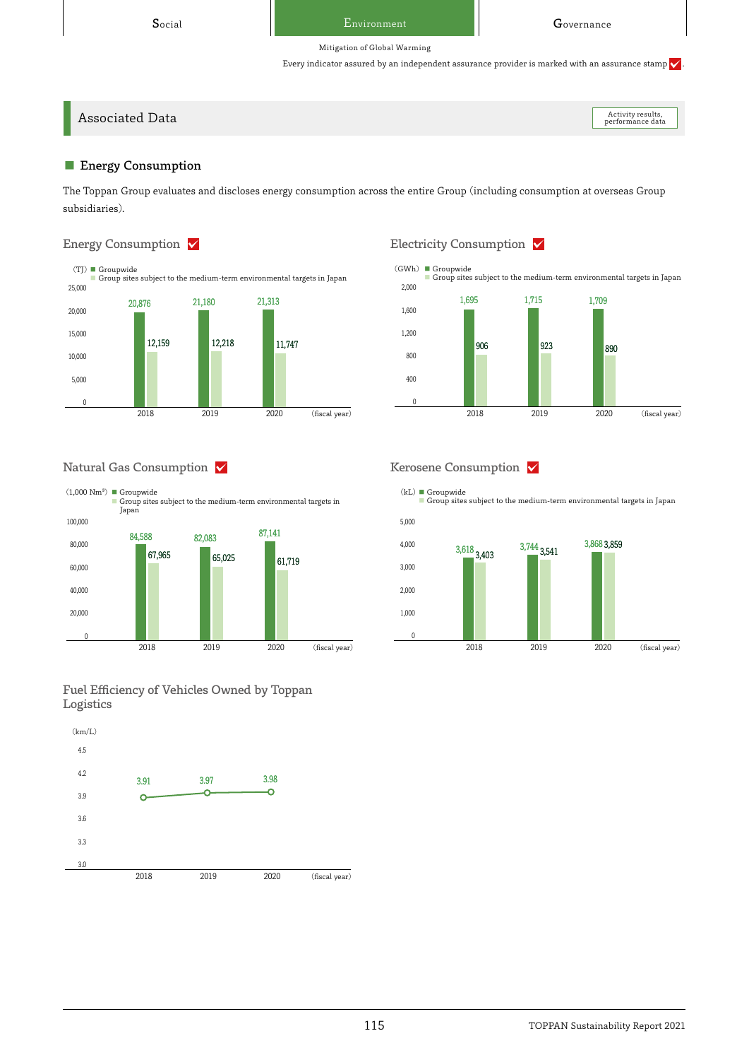Social | Environment | Governance

Mitigation of Global Warming

Every indicator assured by an independent assurance provider is marked with an assurance stamp.

## Associated Data

Activity results, performance data

### Energy Consumption

The Toppan Group evaluates and discloses energy consumption across the entire Group (including consumption at overseas Group subsidiaries).

#### Energy Consumption

(TJ)
Groupwide
Group sites subject to the medium-term environmental targets in Japan

25,000
20,000
15,000
10,000
5,000
0

20,876
12,159
21,180
12,218
21,313
11,747

2018
2019
2020
(fiscal year)

#### Electricity Consumption

(GWh)
Groupwide
Group sites subject to the medium-term environmental targets in Japan

2,000
1,600
1,200
800
400
0

1,695
906
1,715
923
1,709
890

2018
2019
2020
(fiscal year)

#### Natural Gas Consumption

(1,000 Nm³)
Groupwide
Group sites subject to the medium-term environmental targets in Japan

100,000
80,000
60,000
40,000
20,000
0

84,588
67,965
82,083
65,025
87,141
61,719

2018
2019
2020
(fiscal year)

#### Kerosene Consumption

(kL)
Groupwide
Group sites subject to the medium-term environmental targets in Japan

5,000
4,000
3,000
2,000
1,000
0

3,618
3,403
3,744
3,541
3,868
3,859

2018
2019
2020
(fiscal year)

#### Fuel Efficiency of Vehicles Owned by Toppan Logistics

(km/L)

4.5
4.2
3.9
3.6
3.3
3.0

3.91
3.97
3.98

2018
2019
2020
(fiscal year)